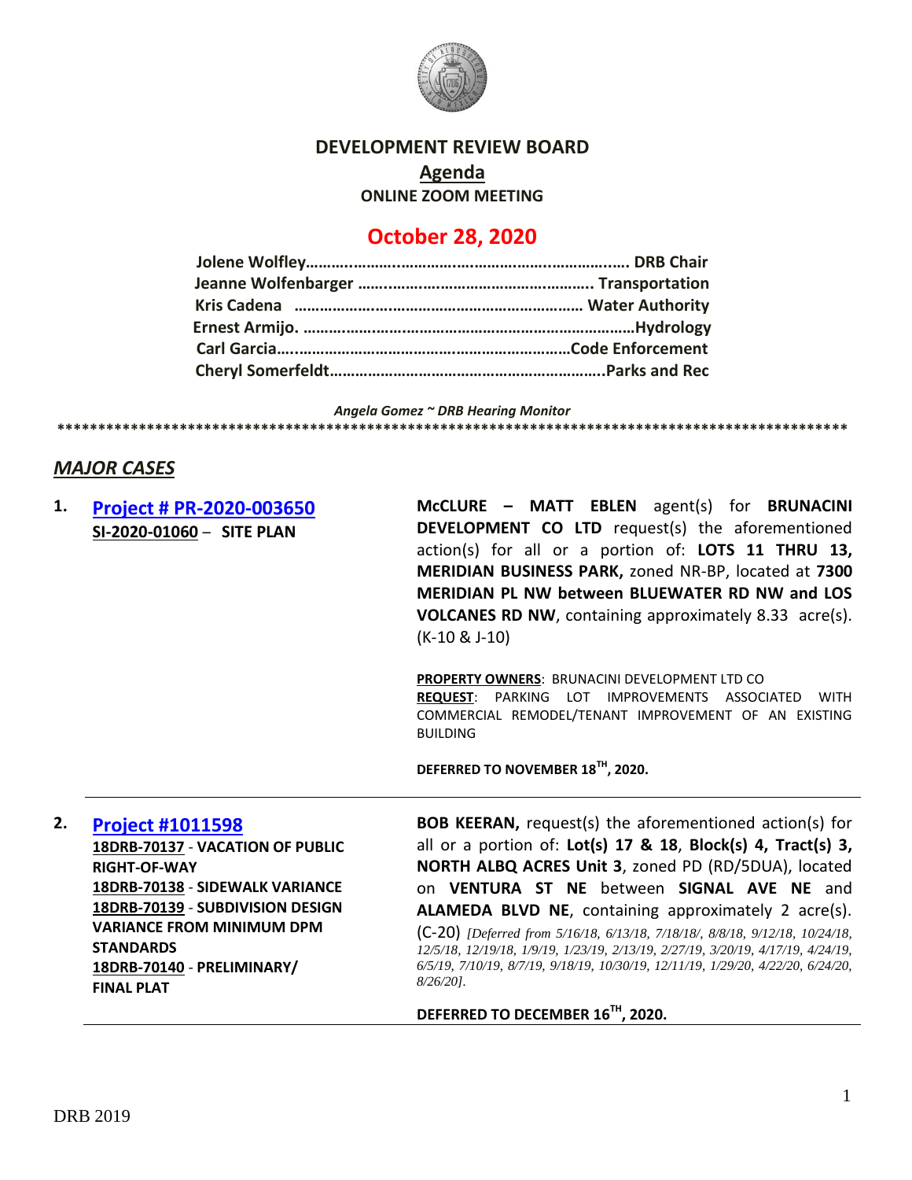# DEVELOPMENT REVIEW BOARD

## Agenda

**ONLINE ZOOM MEETING**

## October 28, 2020

**Jolene Wolfley……………………………………………………………… DRB Chair**
**Jeanne Wolfenbarger ……………………………………………. Transportation**
**Kris Cadena ………………………………………………………… Water Authority**
**Ernest Armijo. ……………………………………………………………Hydrology**
**Carl Garcia…………………………………………………………Code Enforcement**
**Cheryl Somerfeldt………………………………………………………..Parks and Rec**

*Angela Gomez ~ DRB Hearing Monitor*

**************************************************************************************************

## *MAJOR CASES*

**1. Project # PR-2020-003650**
**SI-2020-01060 – SITE PLAN**

**McCLURE – MATT EBLEN** agent(s) for **BRUNACINI DEVELOPMENT CO LTD** request(s) the aforementioned action(s) for all or a portion of: **LOTS 11 THRU 13, MERIDIAN BUSINESS PARK,** zoned NR-BP, located at **7300 MERIDIAN PL NW between BLUEWATER RD NW and LOS VOLCANES RD NW**, containing approximately 8.33 acre(s). (K-10 & J-10)

**PROPERTY OWNERS**: BRUNACINI DEVELOPMENT LTD CO
**REQUEST**: PARKING LOT IMPROVEMENTS ASSOCIATED WITH COMMERCIAL REMODEL/TENANT IMPROVEMENT OF AN EXISTING BUILDING

**DEFERRED TO NOVEMBER 18TH, 2020.**

---

**2. Project #1011598**
**18DRB-70137 - VACATION OF PUBLIC RIGHT-OF-WAY**
**18DRB-70138 - SIDEWALK VARIANCE**
**18DRB-70139 - SUBDIVISION DESIGN VARIANCE FROM MINIMUM DPM STANDARDS**
**18DRB-70140 - PRELIMINARY/ FINAL PLAT**

**BOB KEERAN,** request(s) the aforementioned action(s) for all or a portion of: **Lot(s) 17 & 18**, **Block(s) 4, Tract(s) 3, NORTH ALBQ ACRES Unit 3**, zoned PD (RD/5DUA), located on **VENTURA ST NE** between **SIGNAL AVE NE** and **ALAMEDA BLVD NE**, containing approximately 2 acre(s). (C-20) *[Deferred from 5/16/18, 6/13/18, 7/18/18/, 8/8/18, 9/12/18, 10/24/18, 12/5/18, 12/19/18, 1/9/19, 1/23/19, 2/13/19, 2/27/19, 3/20/19, 4/17/19, 4/24/19, 6/5/19, 7/10/19, 8/7/19, 9/18/19, 10/30/19, 12/11/19, 1/29/20, 4/22/20, 6/24/20, 8/26/20].*

**DEFERRED TO DECEMBER 16TH, 2020.**

---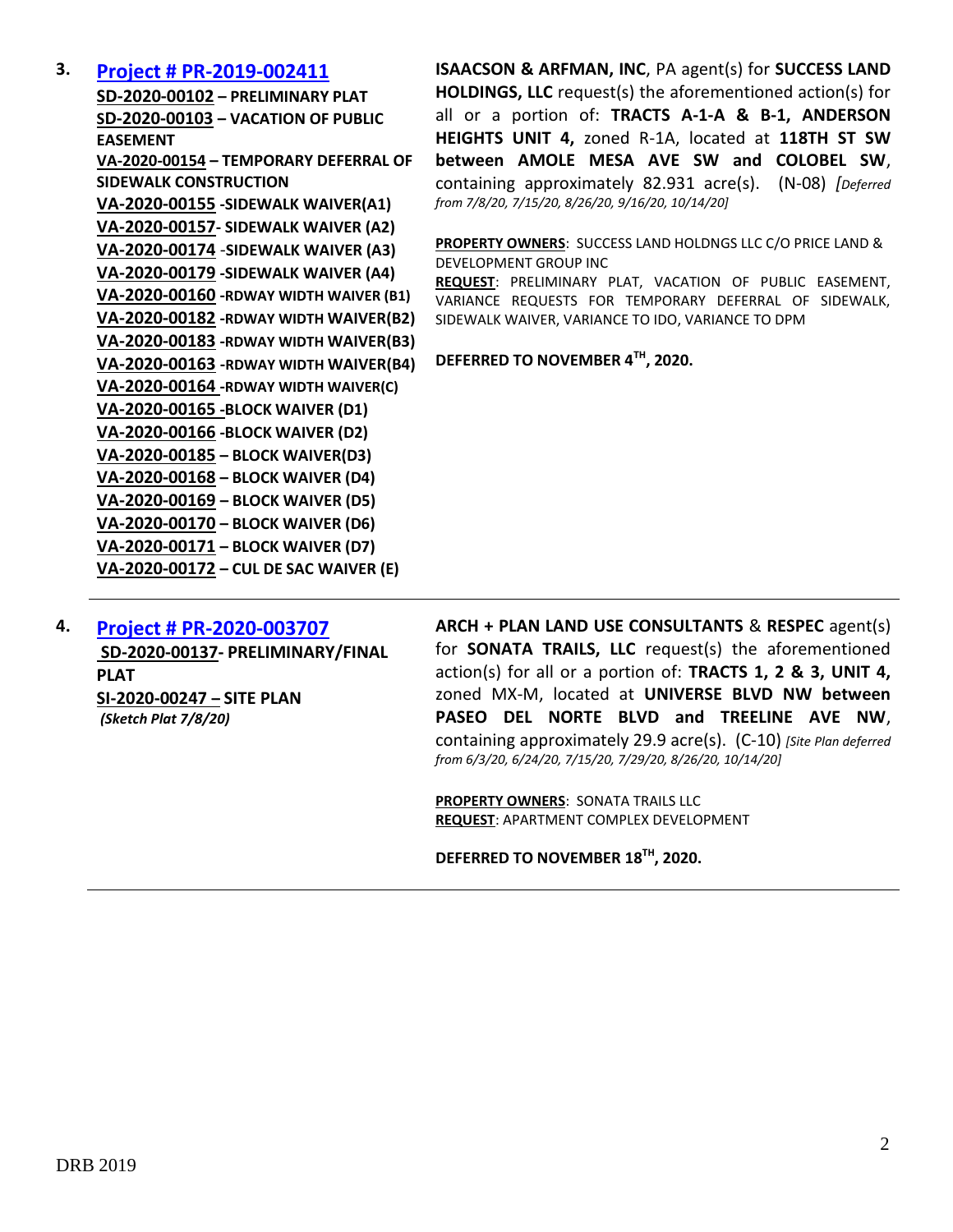3. **Project # PR-2019-002411**

**SD-2020-00102 – PRELIMINARY PLAT**
**SD-2020-00103 – VACATION OF PUBLIC EASEMENT**
**VA-2020-00154 – TEMPORARY DEFERRAL OF SIDEWALK CONSTRUCTION**
**VA-2020-00155 -SIDEWALK WAIVER(A1)**
**VA-2020-00157- SIDEWALK WAIVER (A2)**
**VA-2020-00174 -SIDEWALK WAIVER (A3)**
**VA-2020-00179 -SIDEWALK WAIVER (A4)**
**VA-2020-00160 -RDWAY WIDTH WAIVER (B1)**
**VA-2020-00182 -RDWAY WIDTH WAIVER(B2)**
**VA-2020-00183 -RDWAY WIDTH WAIVER(B3)**
**VA-2020-00163 -RDWAY WIDTH WAIVER(B4)**
**VA-2020-00164 -RDWAY WIDTH WAIVER(C)**
**VA-2020-00165 -BLOCK WAIVER (D1)**
**VA-2020-00166 -BLOCK WAIVER (D2)**
**VA-2020-00185 – BLOCK WAIVER(D3)**
**VA-2020-00168 – BLOCK WAIVER (D4)**
**VA-2020-00169 – BLOCK WAIVER (D5)**
**VA-2020-00170 – BLOCK WAIVER (D6)**
**VA-2020-00171 – BLOCK WAIVER (D7)**
**VA-2020-00172 – CUL DE SAC WAIVER (E)**

**ISAACSON & ARFMAN, INC**, PA agent(s) for **SUCCESS LAND HOLDINGS, LLC** request(s) the aforementioned action(s) for all or a portion of: **TRACTS A-1-A & B-1, ANDERSON HEIGHTS UNIT 4,** zoned R-1A, located at **118TH ST SW between AMOLE MESA AVE SW and COLOBEL SW**, containing approximately 82.931 acre(s). (N-08) *[Deferred from 7/8/20, 7/15/20, 8/26/20, 9/16/20, 10/14/20]*

**PROPERTY OWNERS**: SUCCESS LAND HOLDNGS LLC C/O PRICE LAND & DEVELOPMENT GROUP INC
**REQUEST**: PRELIMINARY PLAT, VACATION OF PUBLIC EASEMENT, VARIANCE REQUESTS FOR TEMPORARY DEFERRAL OF SIDEWALK, SIDEWALK WAIVER, VARIANCE TO IDO, VARIANCE TO DPM

**DEFERRED TO NOVEMBER 4TH, 2020.**

---

4. **Project # PR-2020-003707**

**SD-2020-00137- PRELIMINARY/FINAL PLAT**
**SI-2020-00247 – SITE PLAN**
***(Sketch Plat 7/8/20)***

**ARCH + PLAN LAND USE CONSULTANTS** & **RESPEC** agent(s) for **SONATA TRAILS, LLC** request(s) the aforementioned action(s) for all or a portion of: **TRACTS 1, 2 & 3, UNIT 4,** zoned MX-M, located at **UNIVERSE BLVD NW between PASEO DEL NORTE BLVD and TREELINE AVE NW**, containing approximately 29.9 acre(s). (C-10) *[Site Plan deferred from 6/3/20, 6/24/20, 7/15/20, 7/29/20, 8/26/20, 10/14/20]*

**PROPERTY OWNERS**: SONATA TRAILS LLC
**REQUEST**: APARTMENT COMPLEX DEVELOPMENT

**DEFERRED TO NOVEMBER 18TH, 2020.**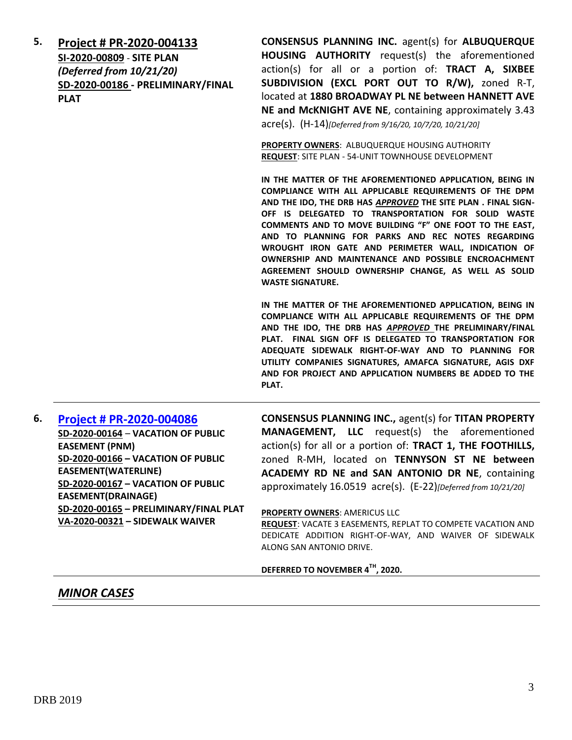5. **Project # PR-2020-004133**
**SI-2020-00809 - SITE PLAN**
***(Deferred from 10/21/20)***
**SD-2020-00186 - PRELIMINARY/FINAL PLAT**

**CONSENSUS PLANNING INC.** agent(s) for **ALBUQUERQUE HOUSING AUTHORITY** request(s) the aforementioned action(s) for all or a portion of: **TRACT A, SIXBEE SUBDIVISION (EXCL PORT OUT TO R/W),** zoned R-T, located at **1880 BROADWAY PL NE between HANNETT AVE NE and McKNIGHT AVE NE**, containing approximately 3.43 acre(s). (H-14)*[Deferred from 9/16/20, 10/7/20, 10/21/20]*

**PROPERTY OWNERS**: ALBUQUERQUE HOUSING AUTHORITY
**REQUEST**: SITE PLAN - 54-UNIT TOWNHOUSE DEVELOPMENT

**IN THE MATTER OF THE AFOREMENTIONED APPLICATION, BEING IN COMPLIANCE WITH ALL APPLICABLE REQUIREMENTS OF THE DPM AND THE IDO, THE DRB HAS *APPROVED* THE SITE PLAN . FINAL SIGN-OFF IS DELEGATED TO TRANSPORTATION FOR SOLID WASTE COMMENTS AND TO MOVE BUILDING "F" ONE FOOT TO THE EAST, AND TO PLANNING FOR PARKS AND REC NOTES REGARDING WROUGHT IRON GATE AND PERIMETER WALL, INDICATION OF OWNERSHIP AND MAINTENANCE AND POSSIBLE ENCROACHMENT AGREEMENT SHOULD OWNERSHIP CHANGE, AS WELL AS SOLID WASTE SIGNATURE.**

**IN THE MATTER OF THE AFOREMENTIONED APPLICATION, BEING IN COMPLIANCE WITH ALL APPLICABLE REQUIREMENTS OF THE DPM AND THE IDO, THE DRB HAS *APPROVED* THE PRELIMINARY/FINAL PLAT. FINAL SIGN OFF IS DELEGATED TO TRANSPORTATION FOR ADEQUATE SIDEWALK RIGHT-OF-WAY AND TO PLANNING FOR UTILITY COMPANIES SIGNATURES, AMAFCA SIGNATURE, AGIS DXF AND FOR PROJECT AND APPLICATION NUMBERS BE ADDED TO THE PLAT.**

---

6. **Project # PR-2020-004086**
**SD-2020-00164 – VACATION OF PUBLIC EASEMENT (PNM)**
**SD-2020-00166 – VACATION OF PUBLIC EASEMENT(WATERLINE)**
**SD-2020-00167 – VACATION OF PUBLIC EASEMENT(DRAINAGE)**
**SD-2020-00165 – PRELIMINARY/FINAL PLAT**
**VA-2020-00321 – SIDEWALK WAIVER**

**CONSENSUS PLANNING INC.,** agent(s) for **TITAN PROPERTY MANAGEMENT, LLC** request(s) the aforementioned action(s) for all or a portion of: **TRACT 1, THE FOOTHILLS,** zoned R-MH, located on **TENNYSON ST NE between ACADEMY RD NE and SAN ANTONIO DR NE**, containing approximately 16.0519 acre(s). (E-22)*[Deferred from 10/21/20]*

**PROPERTY OWNERS**: AMERICUS LLC
**REQUEST**: VACATE 3 EASEMENTS, REPLAT TO COMPETE VACATION AND DEDICATE ADDITION RIGHT-OF-WAY, AND WAIVER OF SIDEWALK ALONG SAN ANTONIO DRIVE.

**DEFERRED TO NOVEMBER 4TH, 2020.**

---

## *MINOR CASES*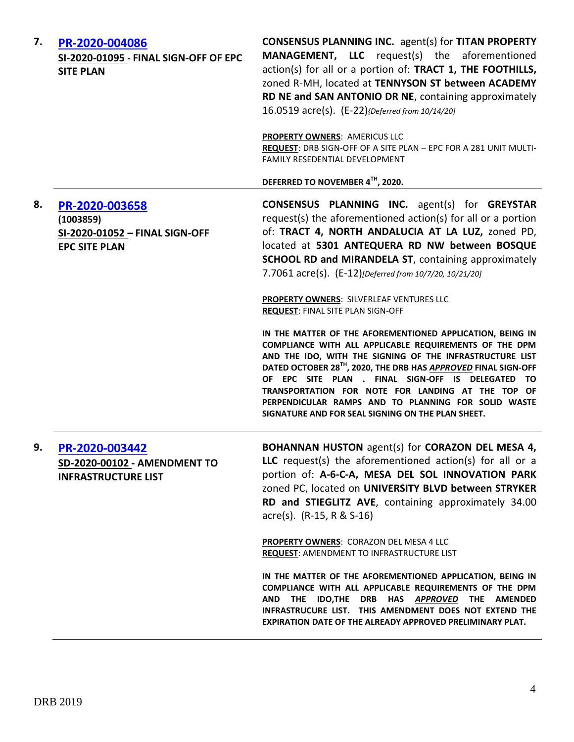**7. [PR-2020-004086](#)**
**SI-2020-01095 - FINAL SIGN-OFF OF EPC SITE PLAN**

**CONSENSUS PLANNING INC.** agent(s) for **TITAN PROPERTY MANAGEMENT, LLC** request(s) the aforementioned action(s) for all or a portion of: **TRACT 1, THE FOOTHILLS,** zoned R-MH, located at **TENNYSON ST between ACADEMY RD NE and SAN ANTONIO DR NE**, containing approximately 16.0519 acre(s). (E-22)*{Deferred from 10/14/20]*

**PROPERTY OWNERS**: AMERICUS LLC
**REQUEST**: DRB SIGN-OFF OF A SITE PLAN – EPC FOR A 281 UNIT MULTI-FAMILY RESEDENTIAL DEVELOPMENT

**DEFERRED TO NOVEMBER 4TH, 2020.**

---

**8. [PR-2020-003658](#)**
**(1003859)**
**SI-2020-01052 – FINAL SIGN-OFF EPC SITE PLAN**

**CONSENSUS PLANNING INC.** agent(s) for **GREYSTAR** request(s) the aforementioned action(s) for all or a portion of: **TRACT 4, NORTH ANDALUCIA AT LA LUZ,** zoned PD, located at **5301 ANTEQUERA RD NW between BOSQUE SCHOOL RD and MIRANDELA ST**, containing approximately 7.7061 acre(s). (E-12)*[Deferred from 10/7/20, 10/21/20]*

**PROPERTY OWNERS**: SILVERLEAF VENTURES LLC
**REQUEST**: FINAL SITE PLAN SIGN-OFF

**IN THE MATTER OF THE AFOREMENTIONED APPLICATION, BEING IN COMPLIANCE WITH ALL APPLICABLE REQUIREMENTS OF THE DPM AND THE IDO, WITH THE SIGNING OF THE INFRASTRUCTURE LIST DATED OCTOBER 28TH, 2020, THE DRB HAS *APPROVED* FINAL SIGN-OFF OF EPC SITE PLAN . FINAL SIGN-OFF IS DELEGATED TO TRANSPORTATION FOR NOTE FOR LANDING AT THE TOP OF PERPENDICULAR RAMPS AND TO PLANNING FOR SOLID WASTE SIGNATURE AND FOR SEAL SIGNING ON THE PLAN SHEET.**

---

**9. [PR-2020-003442](#)**
**SD-2020-00102 - AMENDMENT TO INFRASTRUCTURE LIST**

**BOHANNAN HUSTON** agent(s) for **CORAZON DEL MESA 4, LLC** request(s) the aforementioned action(s) for all or a portion of: **A-6-C-A, MESA DEL SOL INNOVATION PARK** zoned PC, located on **UNIVERSITY BLVD between STRYKER RD and STIEGLITZ AVE**, containing approximately 34.00 acre(s). (R-15, R & S-16)

**PROPERTY OWNERS**: CORAZON DEL MESA 4 LLC
**REQUEST**: AMENDMENT TO INFRASTRUCTURE LIST

**IN THE MATTER OF THE AFOREMENTIONED APPLICATION, BEING IN COMPLIANCE WITH ALL APPLICABLE REQUIREMENTS OF THE DPM AND THE IDO,THE DRB HAS *APPROVED* THE AMENDED INFRASTRUCURE LIST. THIS AMENDMENT DOES NOT EXTEND THE EXPIRATION DATE OF THE ALREADY APPROVED PRELIMINARY PLAT.**

---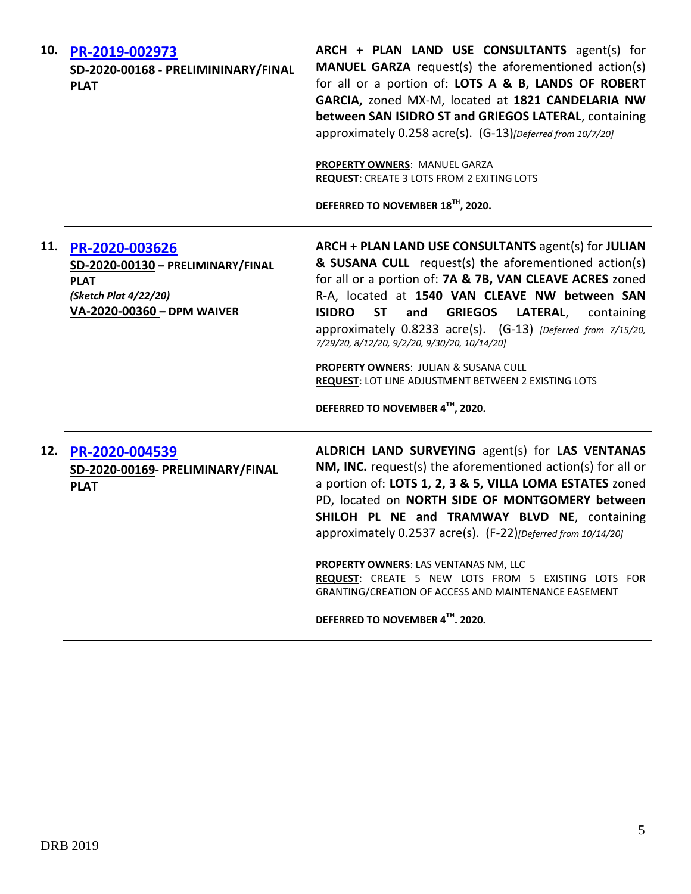10. **PR-2019-002973**
**SD-2020-00168 - PRELIMININARY/FINAL PLAT**

**ARCH + PLAN LAND USE CONSULTANTS** agent(s) for **MANUEL GARZA** request(s) the aforementioned action(s) for all or a portion of: **LOTS A & B, LANDS OF ROBERT GARCIA,** zoned MX-M, located at **1821 CANDELARIA NW between SAN ISIDRO ST and GRIEGOS LATERAL**, containing approximately 0.258 acre(s). (G-13)*[Deferred from 10/7/20]*

**PROPERTY OWNERS**: MANUEL GARZA
**REQUEST**: CREATE 3 LOTS FROM 2 EXITING LOTS

**DEFERRED TO NOVEMBER 18TH, 2020.**

---

11. **PR-2020-003626**
**SD-2020-00130 – PRELIMINARY/FINAL PLAT**
***(Sketch Plat 4/22/20)***
**VA-2020-00360 – DPM WAIVER**

**ARCH + PLAN LAND USE CONSULTANTS** agent(s) for **JULIAN & SUSANA CULL** request(s) the aforementioned action(s) for all or a portion of: **7A & 7B, VAN CLEAVE ACRES** zoned R-A, located at **1540 VAN CLEAVE NW between SAN ISIDRO ST and GRIEGOS LATERAL**, containing approximately 0.8233 acre(s). (G-13) *[Deferred from 7/15/20, 7/29/20, 8/12/20, 9/2/20, 9/30/20, 10/14/20]*

**PROPERTY OWNERS**: JULIAN & SUSANA CULL
**REQUEST**: LOT LINE ADJUSTMENT BETWEEN 2 EXISTING LOTS

**DEFERRED TO NOVEMBER 4TH, 2020.**

---

12. **PR-2020-004539**
**SD-2020-00169- PRELIMINARY/FINAL PLAT**

**ALDRICH LAND SURVEYING** agent(s) for **LAS VENTANAS NM, INC.** request(s) the aforementioned action(s) for all or a portion of: **LOTS 1, 2, 3 & 5, VILLA LOMA ESTATES** zoned PD, located on **NORTH SIDE OF MONTGOMERY between SHILOH PL NE and TRAMWAY BLVD NE**, containing approximately 0.2537 acre(s). (F-22)*[Deferred from 10/14/20]*

**PROPERTY OWNERS**: LAS VENTANAS NM, LLC
**REQUEST**: CREATE 5 NEW LOTS FROM 5 EXISTING LOTS FOR GRANTING/CREATION OF ACCESS AND MAINTENANCE EASEMENT

**DEFERRED TO NOVEMBER 4TH. 2020.**

---

DRB 2019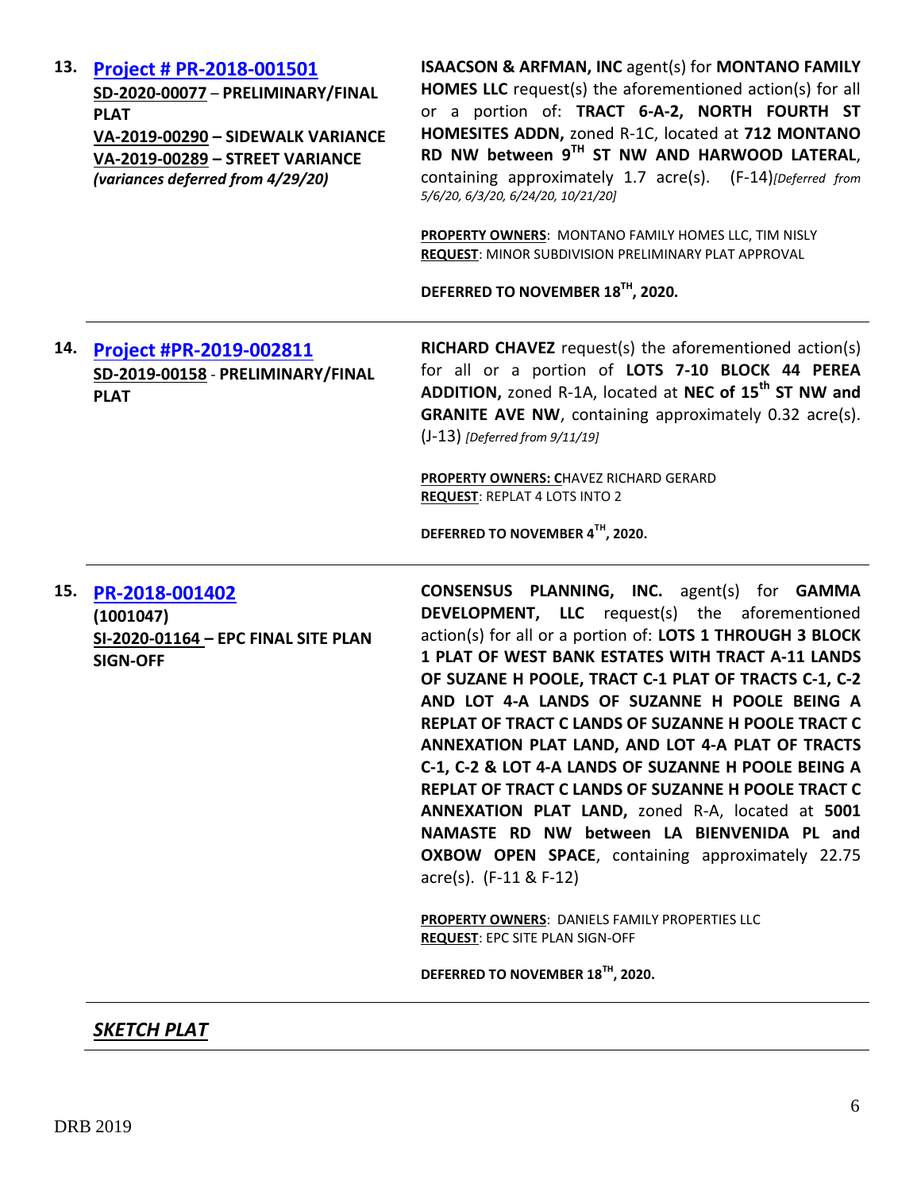**13. [Project # PR-2018-001501]**
**SD-2020-00077 – PRELIMINARY/FINAL PLAT**
**VA-2019-00290 – SIDEWALK VARIANCE**
**VA-2019-00289 – STREET VARIANCE**
***(variances deferred from 4/29/20)***

**ISAACSON & ARFMAN, INC** agent(s) for **MONTANO FAMILY HOMES LLC** request(s) the aforementioned action(s) for all or a portion of: **TRACT 6-A-2, NORTH FOURTH ST HOMESITES ADDN,** zoned R-1C, located at **712 MONTANO RD NW between 9TH ST NW AND HARWOOD LATERAL**, containing approximately 1.7 acre(s). (F-14)*[Deferred from 5/6/20, 6/3/20, 6/24/20, 10/21/20]*

**PROPERTY OWNERS**: MONTANO FAMILY HOMES LLC, TIM NISLY
**REQUEST**: MINOR SUBDIVISION PRELIMINARY PLAT APPROVAL

**DEFERRED TO NOVEMBER 18TH, 2020.**

---

**14. [Project #PR-2019-002811]**
**SD-2019-00158 - PRELIMINARY/FINAL PLAT**

**RICHARD CHAVEZ** request(s) the aforementioned action(s) for all or a portion of **LOTS 7-10 BLOCK 44 PEREA ADDITION,** zoned R-1A, located at **NEC of 15th ST NW and GRANITE AVE NW**, containing approximately 0.32 acre(s). (J-13) *[Deferred from 9/11/19]*

**PROPERTY OWNERS:** CHAVEZ RICHARD GERARD
**REQUEST**: REPLAT 4 LOTS INTO 2

**DEFERRED TO NOVEMBER 4TH, 2020.**

---

**15. [PR-2018-001402]**
**(1001047)**
**SI-2020-01164 – EPC FINAL SITE PLAN SIGN-OFF**

**CONSENSUS PLANNING, INC.** agent(s) for **GAMMA DEVELOPMENT, LLC** request(s) the aforementioned action(s) for all or a portion of: **LOTS 1 THROUGH 3 BLOCK 1 PLAT OF WEST BANK ESTATES WITH TRACT A-11 LANDS OF SUZANE H POOLE, TRACT C-1 PLAT OF TRACTS C-1, C-2 AND LOT 4-A LANDS OF SUZANNE H POOLE BEING A REPLAT OF TRACT C LANDS OF SUZANNE H POOLE TRACT C ANNEXATION PLAT LAND, AND LOT 4-A PLAT OF TRACTS C-1, C-2 & LOT 4-A LANDS OF SUZANNE H POOLE BEING A REPLAT OF TRACT C LANDS OF SUZANNE H POOLE TRACT C ANNEXATION PLAT LAND,** zoned R-A, located at **5001 NAMASTE RD NW between LA BIENVENIDA PL and OXBOW OPEN SPACE**, containing approximately 22.75 acre(s). (F-11 & F-12)

**PROPERTY OWNERS**: DANIELS FAMILY PROPERTIES LLC
**REQUEST**: EPC SITE PLAN SIGN-OFF

**DEFERRED TO NOVEMBER 18TH, 2020.**

---

## ***SKETCH PLAT***

DRB 2019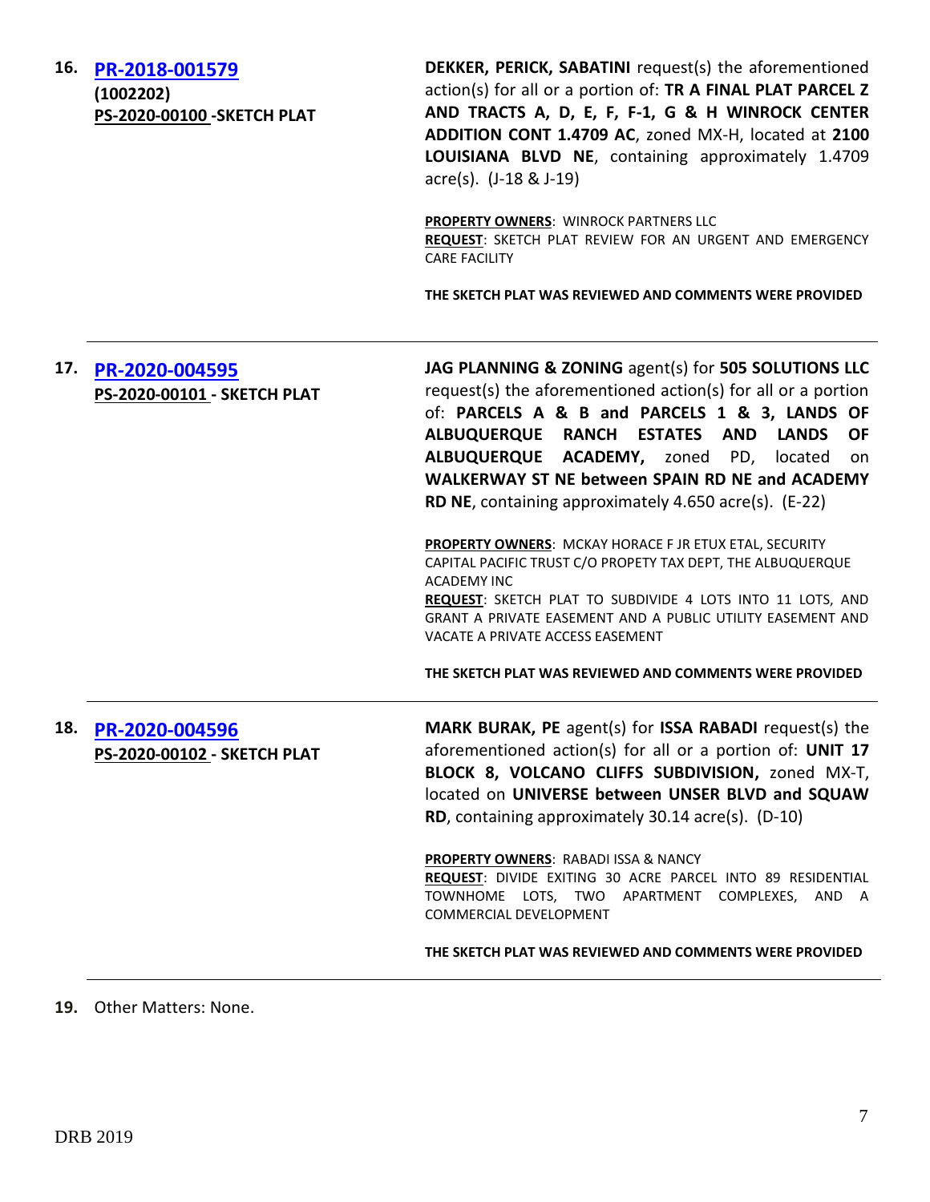**16. PR-2018-001579**
**(1002202)**
**PS-2020-00100 -SKETCH PLAT**

**DEKKER, PERICK, SABATINI** request(s) the aforementioned action(s) for all or a portion of: **TR A FINAL PLAT PARCEL Z AND TRACTS A, D, E, F, F-1, G & H WINROCK CENTER ADDITION CONT 1.4709 AC**, zoned MX-H, located at **2100 LOUISIANA BLVD NE**, containing approximately 1.4709 acre(s). (J-18 & J-19)

**PROPERTY OWNERS**: WINROCK PARTNERS LLC
**REQUEST**: SKETCH PLAT REVIEW FOR AN URGENT AND EMERGENCY CARE FACILITY

**THE SKETCH PLAT WAS REVIEWED AND COMMENTS WERE PROVIDED**

---

**17. PR-2020-004595**
**PS-2020-00101 - SKETCH PLAT**

**JAG PLANNING & ZONING** agent(s) for **505 SOLUTIONS LLC** request(s) the aforementioned action(s) for all or a portion of: **PARCELS A & B and PARCELS 1 & 3, LANDS OF ALBUQUERQUE RANCH ESTATES AND LANDS OF ALBUQUERQUE ACADEMY,** zoned PD, located on **WALKERWAY ST NE between SPAIN RD NE and ACADEMY RD NE**, containing approximately 4.650 acre(s). (E-22)

**PROPERTY OWNERS**: MCKAY HORACE F JR ETUX ETAL, SECURITY CAPITAL PACIFIC TRUST C/O PROPETY TAX DEPT, THE ALBUQUERQUE ACADEMY INC
**REQUEST**: SKETCH PLAT TO SUBDIVIDE 4 LOTS INTO 11 LOTS, AND GRANT A PRIVATE EASEMENT AND A PUBLIC UTILITY EASEMENT AND VACATE A PRIVATE ACCESS EASEMENT

**THE SKETCH PLAT WAS REVIEWED AND COMMENTS WERE PROVIDED**

---

**18. PR-2020-004596**
**PS-2020-00102 - SKETCH PLAT**

**MARK BURAK, PE** agent(s) for **ISSA RABADI** request(s) the aforementioned action(s) for all or a portion of: **UNIT 17 BLOCK 8, VOLCANO CLIFFS SUBDIVISION,** zoned MX-T, located on **UNIVERSE between UNSER BLVD and SQUAW RD**, containing approximately 30.14 acre(s). (D-10)

**PROPERTY OWNERS**: RABADI ISSA & NANCY
**REQUEST**: DIVIDE EXITING 30 ACRE PARCEL INTO 89 RESIDENTIAL TOWNHOME LOTS, TWO APARTMENT COMPLEXES, AND A COMMERCIAL DEVELOPMENT

**THE SKETCH PLAT WAS REVIEWED AND COMMENTS WERE PROVIDED**

---

**19.** Other Matters: None.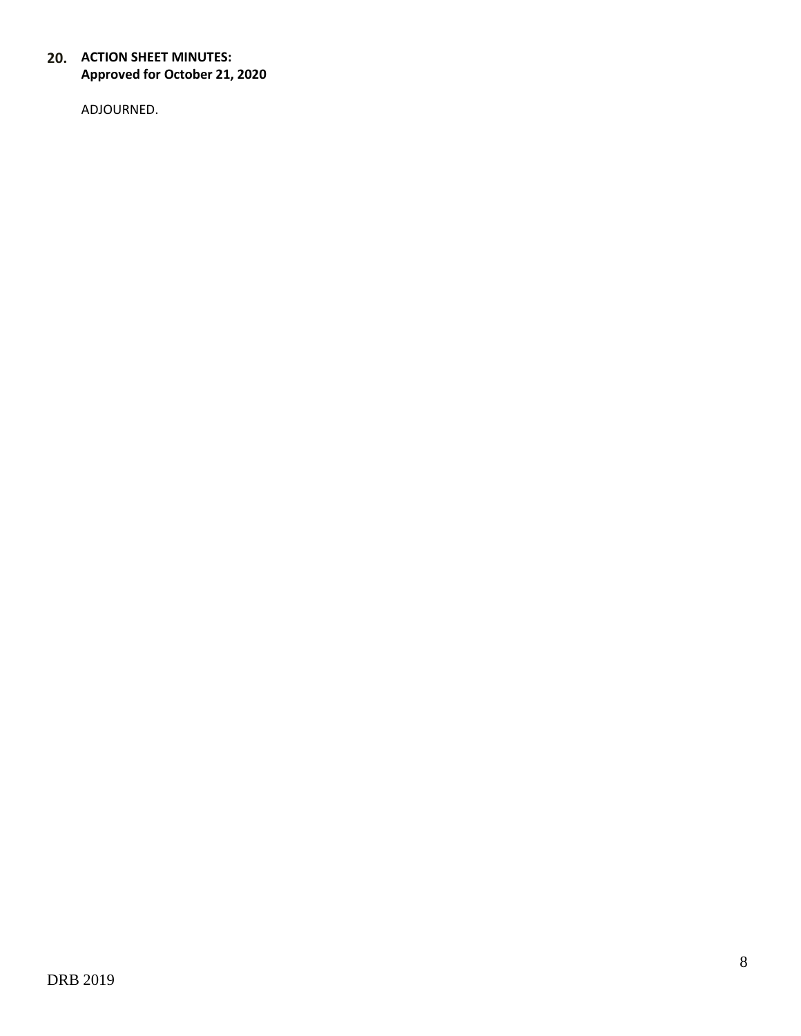**20. ACTION SHEET MINUTES:**
**Approved for October 21, 2020**

ADJOURNED.